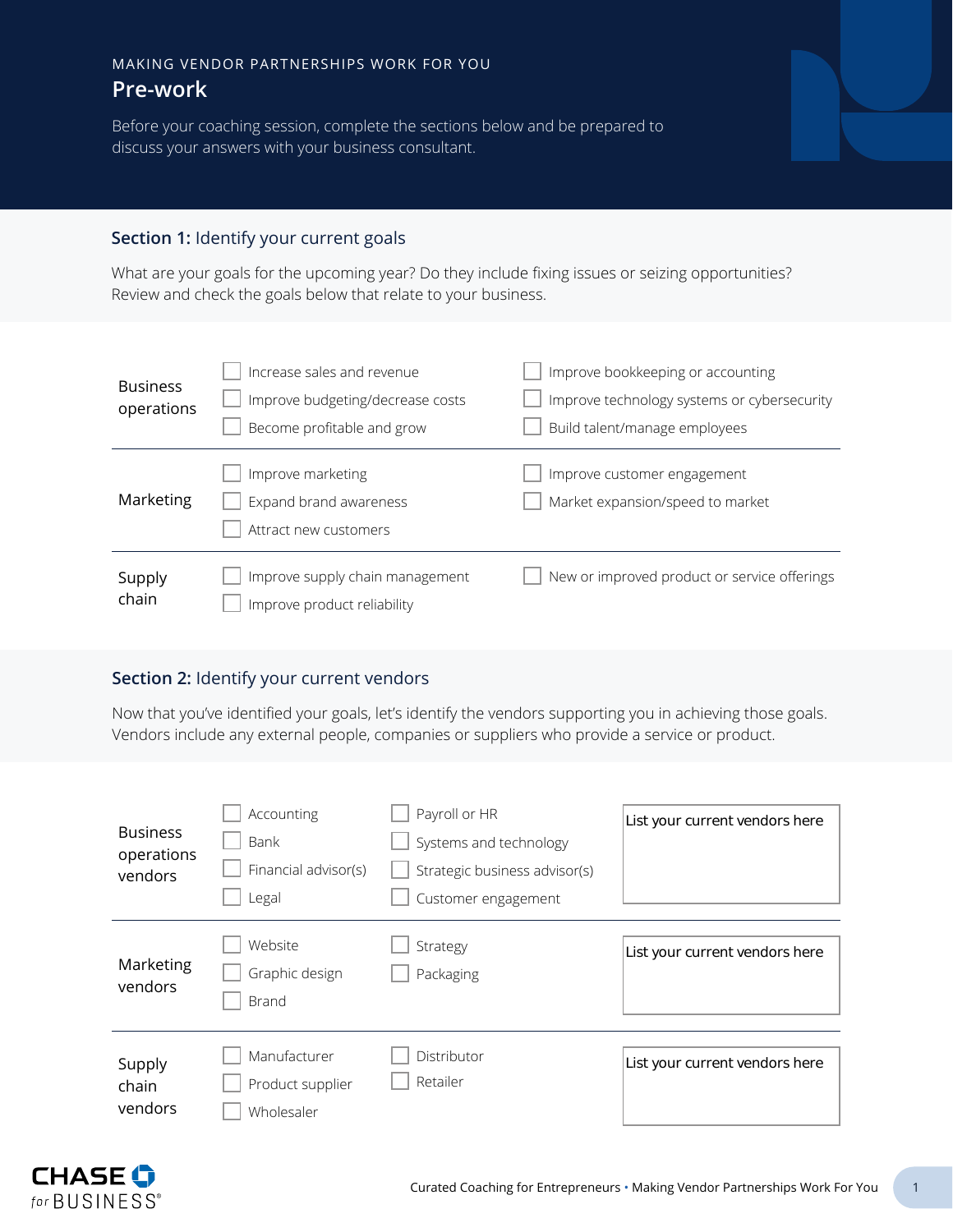MAKING VENDOR PARTNERSHIPS WORK FOR YOU

# Pre-work

Before your coaching session, complete the sections below and be prepared to discuss your answers with your business consultant.

## **Section 1:** Identify your current goals

What are your goals for the upcoming year? Do they include fixing issues or seizing opportunities? Review and check the goals below that relate to your business.

**Business operations**

- ☐ Increase sales and revenue
- ☐ Improve budgeting/decrease costs
- ☐ Become profitable and grow
- ☐ Improve bookkeeping or accounting
- ☐ Improve technology systems or cybersecurity
- ☐ Build talent/manage employees

**Marketing**

- ☐ Improve marketing
- ☐ Expand brand awareness
- ☐ Attract new customers
- ☐ Improve customer engagement
- ☐ Market expansion/speed to market

**Supply chain**

- ☐ Improve supply chain management
- ☐ Improve product reliability
- ☐ New or improved product or service offerings

## **Section 2:** Identify your current vendors

Now that you've identified your goals, let's identify the vendors supporting you in achieving those goals. Vendors include any external people, companies or suppliers who provide a service or product.

**Business operations vendors**

- ☐ Accounting
- ☐ Bank
- ☐ Financial advisor(s)
- ☐ Legal
- ☐ Payroll or HR
- ☐ Systems and technology
- ☐ Strategic business advisor(s)
- ☐ Customer engagement

List your current vendors here

**Marketing vendors**

- ☐ Website
- ☐ Graphic design
- ☐ Brand
- ☐ Strategy
- ☐ Packaging

List your current vendors here

**Supply chain vendors**

- ☐ Manufacturer
- ☐ Product supplier
- ☐ Wholesaler
- ☐ Distributor
- ☐ Retailer

List your current vendors here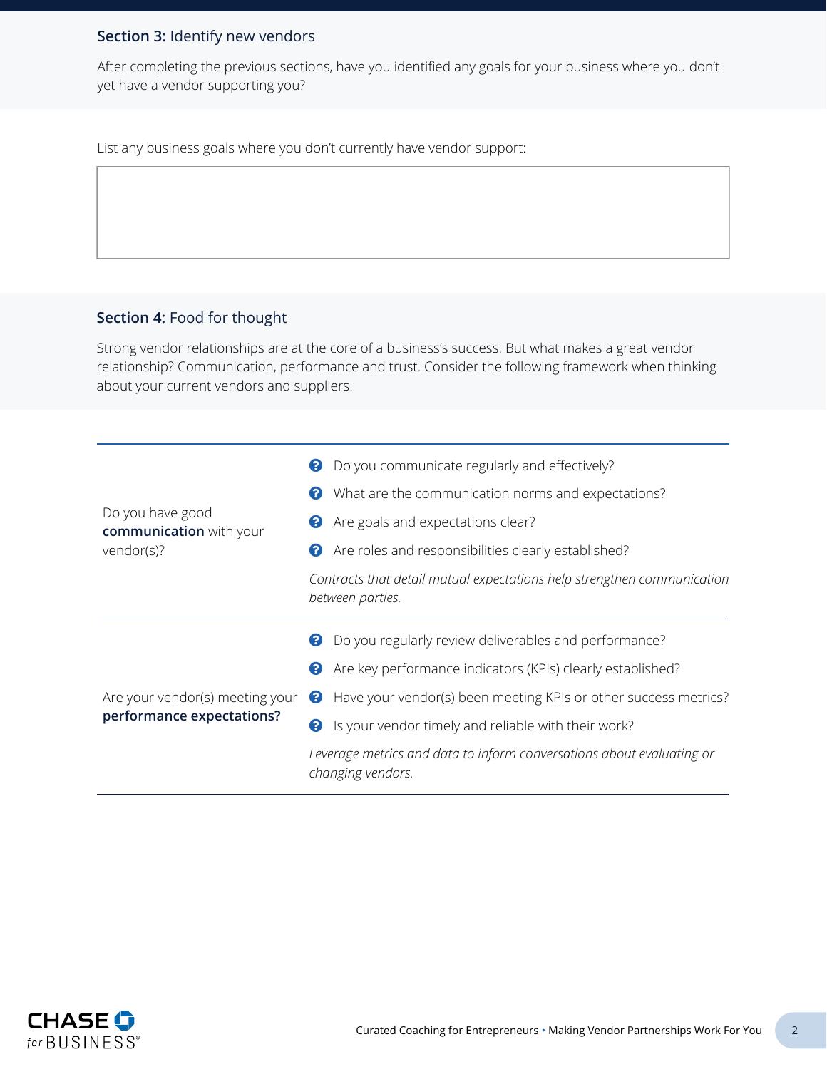**Section 3:** Identify new vendors

After completing the previous sections, have you identified any goals for your business where you don't yet have a vendor supporting you?

List any business goals where you don't currently have vendor support:

|   |
|---|
|   |

**Section 4:** Food for thought

Strong vendor relationships are at the core of a business's success. But what makes a great vendor relationship? Communication, performance and trust. Consider the following framework when thinking about your current vendors and suppliers.

| | |
|---|---|
| Do you have good **communication** with your vendor(s)? | Do you communicate regularly and effectively?<br>What are the communication norms and expectations?<br>Are goals and expectations clear?<br>Are roles and responsibilities clearly established?<br>*Contracts that detail mutual expectations help strengthen communication between parties.* |
| Are your vendor(s) meeting your **performance expectations?** | Do you regularly review deliverables and performance?<br>Are key performance indicators (KPIs) clearly established?<br>Have your vendor(s) been meeting KPIs or other success metrics?<br>Is your vendor timely and reliable with their work?<br>*Leverage metrics and data to inform conversations about evaluating or changing vendors.* |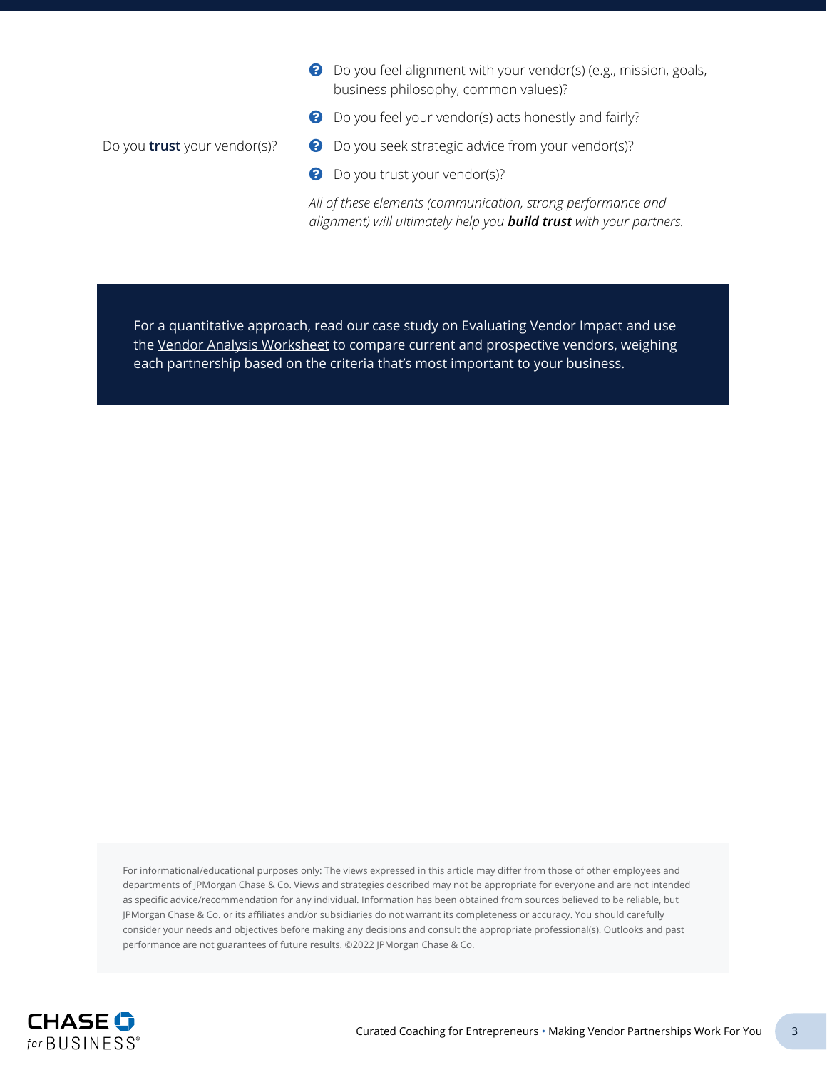| | |
|---|---|
| Do you **trust** your vendor(s)? | Do you feel alignment with your vendor(s) (e.g., mission, goals, business philosophy, common values)?<br>Do you feel your vendor(s) acts honestly and fairly?<br>Do you seek strategic advice from your vendor(s)?<br>Do you trust your vendor(s)?<br>*All of these elements (communication, strong performance and alignment) will ultimately help you **build trust** with your partners.* |

For a quantitative approach, read our case study on Evaluating Vendor Impact and use the Vendor Analysis Worksheet to compare current and prospective vendors, weighing each partnership based on the criteria that's most important to your business.

For informational/educational purposes only: The views expressed in this article may differ from those of other employees and departments of JPMorgan Chase & Co. Views and strategies described may not be appropriate for everyone and are not intended as specific advice/recommendation for any individual. Information has been obtained from sources believed to be reliable, but JPMorgan Chase & Co. or its affiliates and/or subsidiaries do not warrant its completeness or accuracy. You should carefully consider your needs and objectives before making any decisions and consult the appropriate professional(s). Outlooks and past performance are not guarantees of future results. ©2022 JPMorgan Chase & Co.